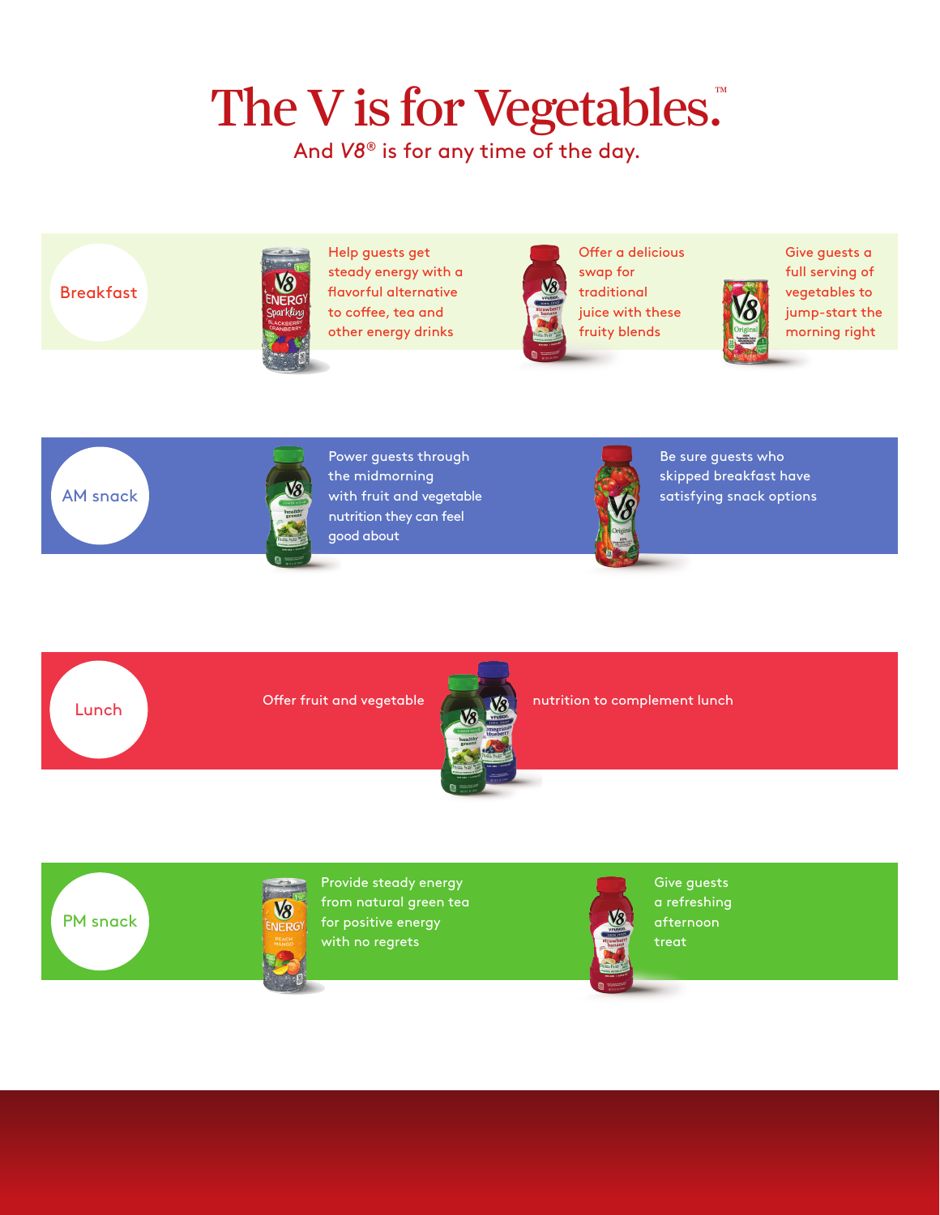# The V is for Vegetables.™

And *V8*® is for any time of the day.

## Breakfast

Help guests get steady energy with a flavorful alternative to coffee, tea and other energy drinks

Offer a delicious swap for traditional juice with these fruity blends

Give guests a full serving of vegetables to jump-start the morning right

## AM snack

Power guests through the midmorning with fruit and vegetable nutrition they can feel good about

Be sure guests who skipped breakfast have satisfying snack options

## Lunch

Offer fruit and vegetable nutrition to complement lunch

## PM snack

Provide steady energy from natural green tea for positive energy with no regrets

Give guests a refreshing afternoon treat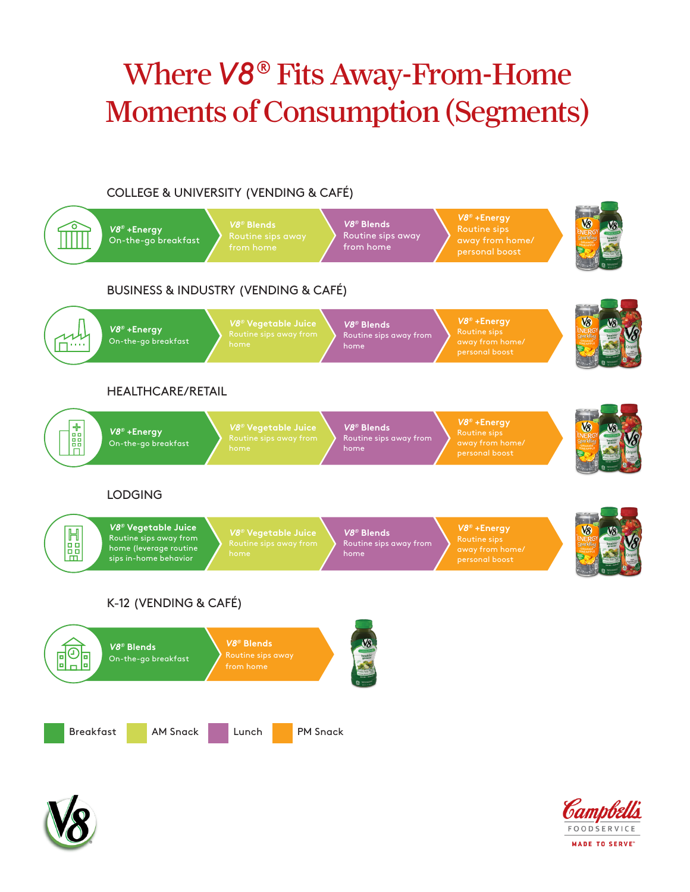# Where *V8*® Fits Away-From-Home Moments of Consumption (Segments)

## COLLEGE & UNIVERSITY (VENDING & CAFÉ)

- **V8® +Energy** On-the-go breakfast
- **V8® Blends** Routine sips away from home
- **V8® Blends** Routine sips away from home
- **V8® +Energy** Routine sips away from home/ personal boost

## BUSINESS & INDUSTRY (VENDING & CAFÉ)

- **V8® +Energy** On-the-go breakfast
- **V8® Vegetable Juice** Routine sips away from home
- **V8® Blends** Routine sips away from home
- **V8® +Energy** Routine sips away from home/ personal boost

## HEALTHCARE/RETAIL

- **V8® +Energy** On-the-go breakfast
- **V8® Vegetable Juice** Routine sips away from home
- **V8® Blends** Routine sips away from home
- **V8® +Energy** Routine sips away from home/ personal boost

## LODGING

- **V8® Vegetable Juice** Routine sips away from home (leverage routine sips in-home behavior
- **V8® Vegetable Juice** Routine sips away from home
- **V8® Blends** Routine sips away from home
- **V8® +Energy** Routine sips away from home/ personal boost

## K-12 (VENDING & CAFÉ)

- **V8® Blends** On-the-go breakfast
- **V8® Blends** Routine sips away from home

Breakfast | AM Snack | Lunch | PM Snack

Campbell's FOODSERVICE MADE TO SERVE™